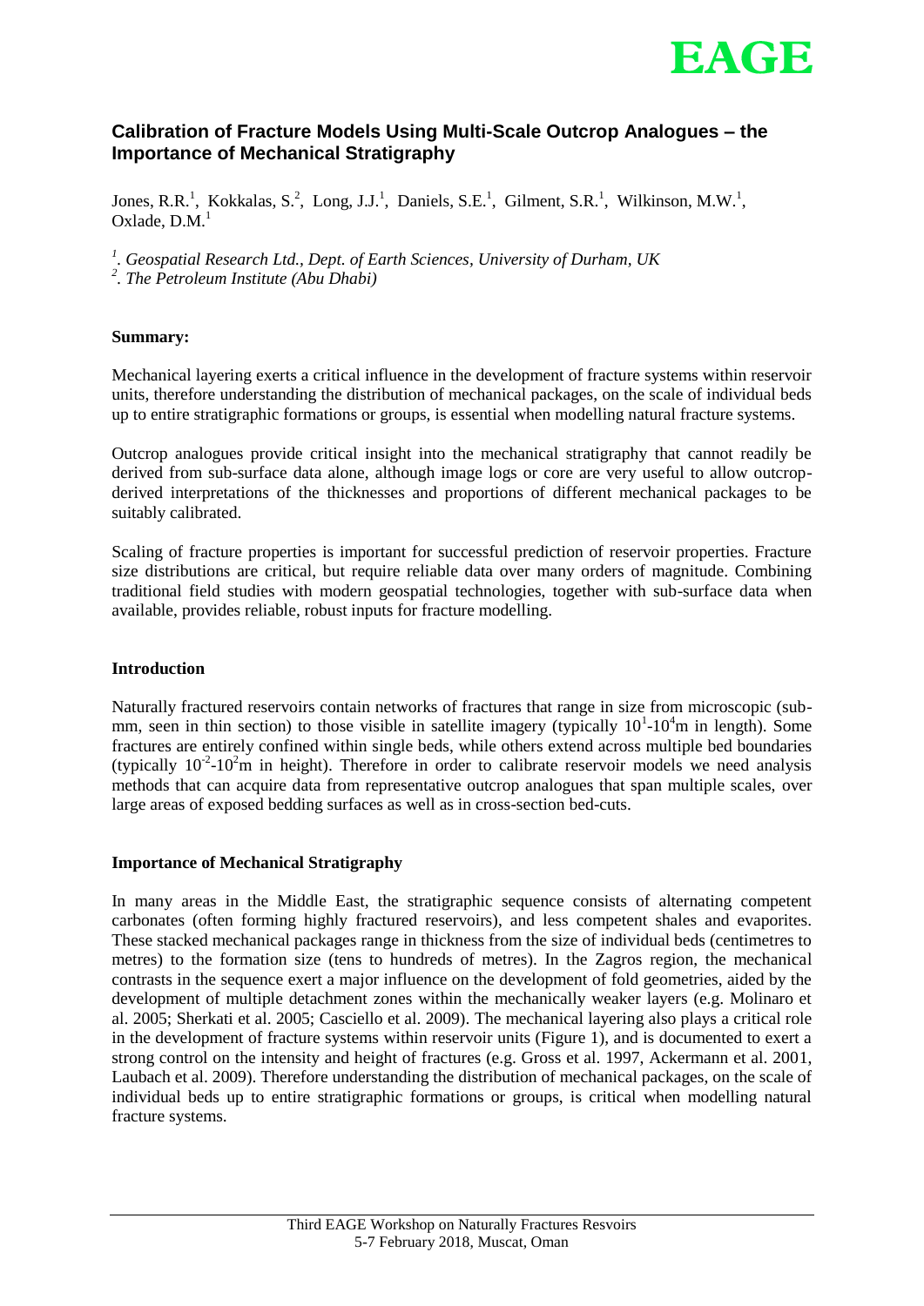# Calibration of Fracture Models Using Multi-Scale Outcrop Analogues – the Importance of Mechanical Stratigraphy

Jones, R.R.[1], Kokkalas, S.[2], Long, J.J.[1], Daniels, S.E.[1], Gilment, S.R.[1], Wilkinson, M.W.[1], Oxlade, D.M.[1]

*[1]. Geospatial Research Ltd., Dept. of Earth Sciences, University of Durham, UK*
*[2]. The Petroleum Institute (Abu Dhabi)*

**Summary:**

Mechanical layering exerts a critical influence in the development of fracture systems within reservoir units, therefore understanding the distribution of mechanical packages, on the scale of individual beds up to entire stratigraphic formations or groups, is essential when modelling natural fracture systems.

Outcrop analogues provide critical insight into the mechanical stratigraphy that cannot readily be derived from sub-surface data alone, although image logs or core are very useful to allow outcrop-derived interpretations of the thicknesses and proportions of different mechanical packages to be suitably calibrated.

Scaling of fracture properties is important for successful prediction of reservoir properties. Fracture size distributions are critical, but require reliable data over many orders of magnitude. Combining traditional field studies with modern geospatial technologies, together with sub-surface data when available, provides reliable, robust inputs for fracture modelling.

## Introduction

Naturally fractured reservoirs contain networks of fractures that range in size from microscopic (sub-mm, seen in thin section) to those visible in satellite imagery (typically $10^1$-$10^4$m in length). Some fractures are entirely confined within single beds, while others extend across multiple bed boundaries (typically $10^{-2}$-$10^2$m in height). Therefore in order to calibrate reservoir models we need analysis methods that can acquire data from representative outcrop analogues that span multiple scales, over large areas of exposed bedding surfaces as well as in cross-section bed-cuts.

## Importance of Mechanical Stratigraphy

In many areas in the Middle East, the stratigraphic sequence consists of alternating competent carbonates (often forming highly fractured reservoirs), and less competent shales and evaporites. These stacked mechanical packages range in thickness from the size of individual beds (centimetres to metres) to the formation size (tens to hundreds of metres). In the Zagros region, the mechanical contrasts in the sequence exert a major influence on the development of fold geometries, aided by the development of multiple detachment zones within the mechanically weaker layers (e.g. Molinaro et al. 2005; Sherkati et al. 2005; Casciello et al. 2009). The mechanical layering also plays a critical role in the development of fracture systems within reservoir units (Figure 1), and is documented to exert a strong control on the intensity and height of fractures (e.g. Gross et al. 1997, Ackermann et al. 2001, Laubach et al. 2009). Therefore understanding the distribution of mechanical packages, on the scale of individual beds up to entire stratigraphic formations or groups, is critical when modelling natural fracture systems.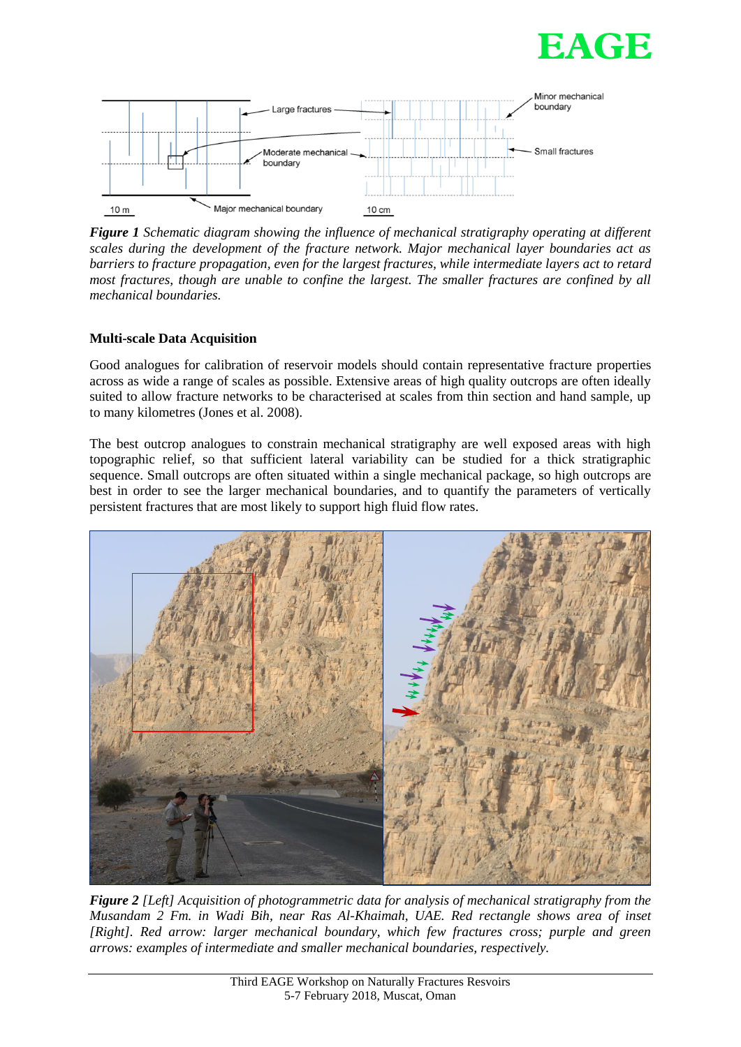*Figure 1* *Schematic diagram showing the influence of mechanical stratigraphy operating at different scales during the development of the fracture network. Major mechanical layer boundaries act as barriers to fracture propagation, even for the largest fractures, while intermediate layers act to retard most fractures, though are unable to confine the largest. The smaller fractures are confined by all mechanical boundaries.*

**Multi-scale Data Acquisition**

Good analogues for calibration of reservoir models should contain representative fracture properties across as wide a range of scales as possible. Extensive areas of high quality outcrops are often ideally suited to allow fracture networks to be characterised at scales from thin section and hand sample, up to many kilometres (Jones et al. 2008).

The best outcrop analogues to constrain mechanical stratigraphy are well exposed areas with high topographic relief, so that sufficient lateral variability can be studied for a thick stratigraphic sequence. Small outcrops are often situated within a single mechanical package, so high outcrops are best in order to see the larger mechanical boundaries, and to quantify the parameters of vertically persistent fractures that are most likely to support high fluid flow rates.

*Figure 2* *[Left] Acquisition of photogrammetric data for analysis of mechanical stratigraphy from the Musandam 2 Fm. in Wadi Bih, near Ras Al-Khaimah, UAE. Red rectangle shows area of inset [Right]. Red arrow: larger mechanical boundary, which few fractures cross; purple and green arrows: examples of intermediate and smaller mechanical boundaries, respectively.*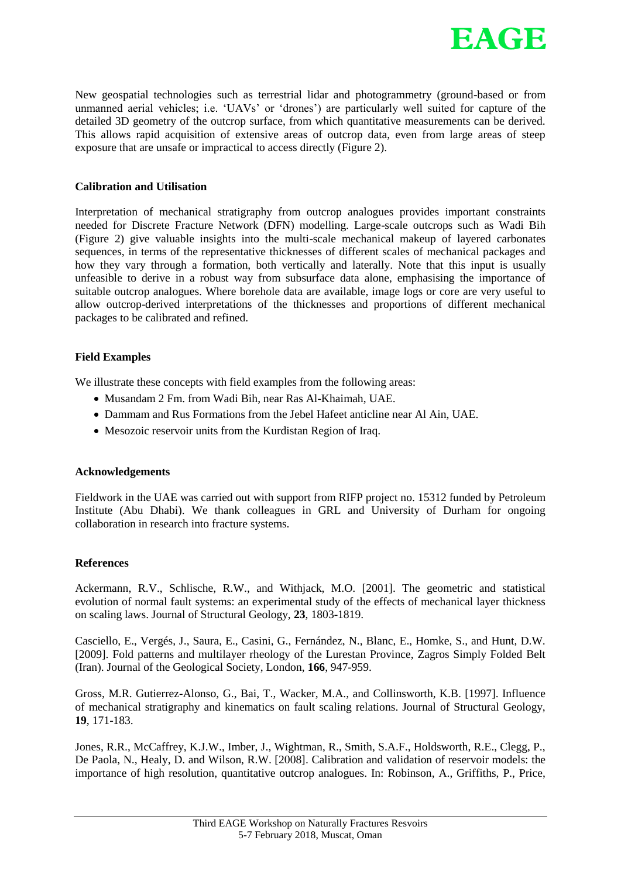New geospatial technologies such as terrestrial lidar and photogrammetry (ground-based or from unmanned aerial vehicles; i.e. 'UAVs' or 'drones') are particularly well suited for capture of the detailed 3D geometry of the outcrop surface, from which quantitative measurements can be derived. This allows rapid acquisition of extensive areas of outcrop data, even from large areas of steep exposure that are unsafe or impractical to access directly (Figure 2).

## Calibration and Utilisation

Interpretation of mechanical stratigraphy from outcrop analogues provides important constraints needed for Discrete Fracture Network (DFN) modelling. Large-scale outcrops such as Wadi Bih (Figure 2) give valuable insights into the multi-scale mechanical makeup of layered carbonates sequences, in terms of the representative thicknesses of different scales of mechanical packages and how they vary through a formation, both vertically and laterally. Note that this input is usually unfeasible to derive in a robust way from subsurface data alone, emphasising the importance of suitable outcrop analogues. Where borehole data are available, image logs or core are very useful to allow outcrop-derived interpretations of the thicknesses and proportions of different mechanical packages to be calibrated and refined.

## Field Examples

We illustrate these concepts with field examples from the following areas:

- Musandam 2 Fm. from Wadi Bih, near Ras Al-Khaimah, UAE.
- Dammam and Rus Formations from the Jebel Hafeet anticline near Al Ain, UAE.
- Mesozoic reservoir units from the Kurdistan Region of Iraq.

## Acknowledgements

Fieldwork in the UAE was carried out with support from RIFP project no. 15312 funded by Petroleum Institute (Abu Dhabi). We thank colleagues in GRL and University of Durham for ongoing collaboration in research into fracture systems.

## References

Ackermann, R.V., Schlische, R.W., and Withjack, M.O. [2001]. The geometric and statistical evolution of normal fault systems: an experimental study of the effects of mechanical layer thickness on scaling laws. Journal of Structural Geology, **23**, 1803-1819.

Casciello, E., Vergés, J., Saura, E., Casini, G., Fernández, N., Blanc, E., Homke, S., and Hunt, D.W. [2009]. Fold patterns and multilayer rheology of the Lurestan Province, Zagros Simply Folded Belt (Iran). Journal of the Geological Society, London, **166**, 947-959.

Gross, M.R. Gutierrez-Alonso, G., Bai, T., Wacker, M.A., and Collinsworth, K.B. [1997]. Influence of mechanical stratigraphy and kinematics on fault scaling relations. Journal of Structural Geology, **19**, 171-183.

Jones, R.R., McCaffrey, K.J.W., Imber, J., Wightman, R., Smith, S.A.F., Holdsworth, R.E., Clegg, P., De Paola, N., Healy, D. and Wilson, R.W. [2008]. Calibration and validation of reservoir models: the importance of high resolution, quantitative outcrop analogues. In: Robinson, A., Griffiths, P., Price,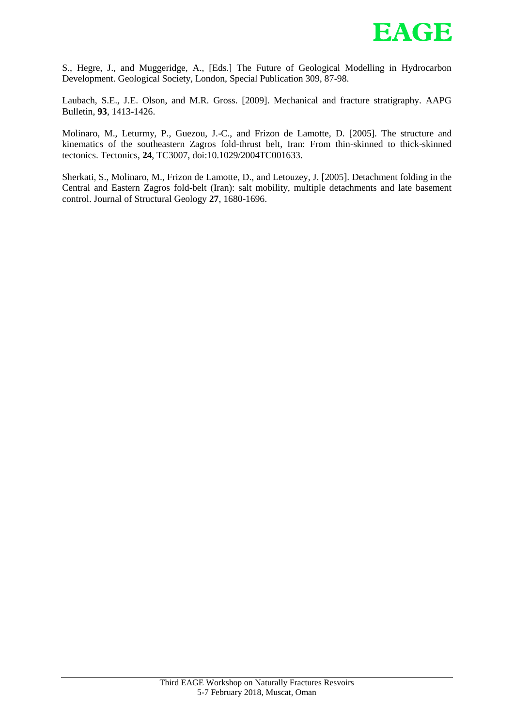S., Hegre, J., and Muggeridge, A., [Eds.] The Future of Geological Modelling in Hydrocarbon Development. Geological Society, London, Special Publication 309, 87-98.

Laubach, S.E., J.E. Olson, and M.R. Gross. [2009]. Mechanical and fracture stratigraphy. AAPG Bulletin, **93**, 1413-1426.

Molinaro, M., Leturmy, P., Guezou, J.-C., and Frizon de Lamotte, D. [2005]. The structure and kinematics of the southeastern Zagros fold-thrust belt, Iran: From thin-skinned to thick-skinned tectonics. Tectonics, **24**, TC3007, doi:10.1029/2004TC001633.

Sherkati, S., Molinaro, M., Frizon de Lamotte, D., and Letouzey, J. [2005]. Detachment folding in the Central and Eastern Zagros fold-belt (Iran): salt mobility, multiple detachments and late basement control. Journal of Structural Geology **27**, 1680-1696.